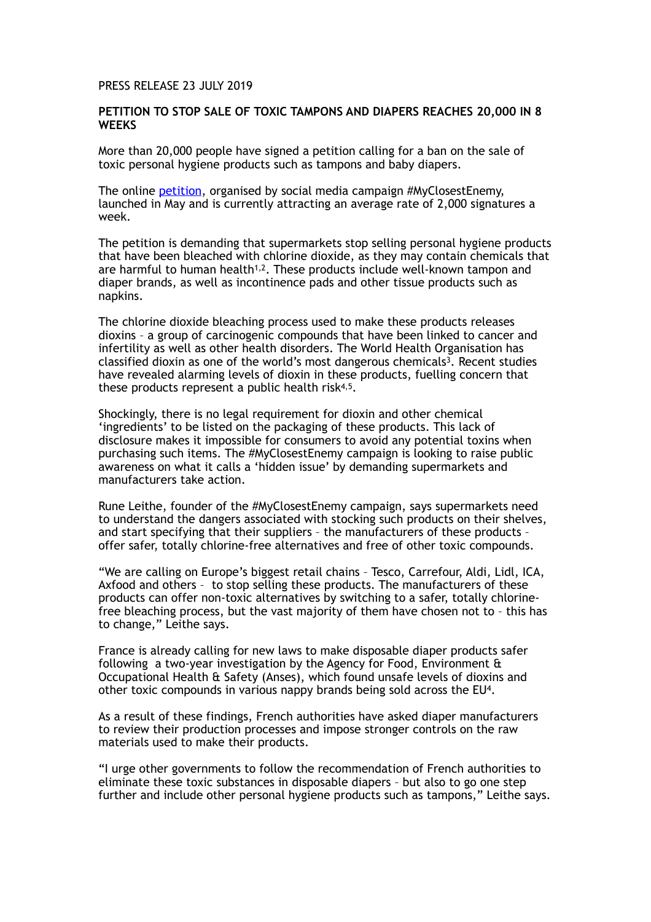PRESS RELEASE 23 JULY 2019

**PETITION TO STOP SALE OF TOXIC TAMPONS AND DIAPERS REACHES 20,000 IN 8 WEEKS**

More than 20,000 people have signed a petition calling for a ban on the sale of toxic personal hygiene products such as tampons and baby diapers.

The online petition, organised by social media campaign #MyClosestEnemy, launched in May and is currently attracting an average rate of 2,000 signatures a week.

The petition is demanding that supermarkets stop selling personal hygiene products that have been bleached with chlorine dioxide, as they may contain chemicals that are harmful to human health[1,2]. These products include well-known tampon and diaper brands, as well as incontinence pads and other tissue products such as napkins.

The chlorine dioxide bleaching process used to make these products releases dioxins – a group of carcinogenic compounds that have been linked to cancer and infertility as well as other health disorders. The World Health Organisation has classified dioxin as one of the world's most dangerous chemicals[3]. Recent studies have revealed alarming levels of dioxin in these products, fuelling concern that these products represent a public health risk[4,5].

Shockingly, there is no legal requirement for dioxin and other chemical 'ingredients' to be listed on the packaging of these products. This lack of disclosure makes it impossible for consumers to avoid any potential toxins when purchasing such items. The #MyClosestEnemy campaign is looking to raise public awareness on what it calls a 'hidden issue' by demanding supermarkets and manufacturers take action.

Rune Leithe, founder of the #MyClosestEnemy campaign, says supermarkets need to understand the dangers associated with stocking such products on their shelves, and start specifying that their suppliers – the manufacturers of these products – offer safer, totally chlorine-free alternatives and free of other toxic compounds.

"We are calling on Europe's biggest retail chains – Tesco, Carrefour, Aldi, Lidl, ICA, Axfood and others – to stop selling these products. The manufacturers of these products can offer non-toxic alternatives by switching to a safer, totally chlorine-free bleaching process, but the vast majority of them have chosen not to – this has to change," Leithe says.

France is already calling for new laws to make disposable diaper products safer following a two-year investigation by the Agency for Food, Environment & Occupational Health & Safety (Anses), which found unsafe levels of dioxins and other toxic compounds in various nappy brands being sold across the EU[4].

As a result of these findings, French authorities have asked diaper manufacturers to review their production processes and impose stronger controls on the raw materials used to make their products.

"I urge other governments to follow the recommendation of French authorities to eliminate these toxic substances in disposable diapers – but also to go one step further and include other personal hygiene products such as tampons," Leithe says.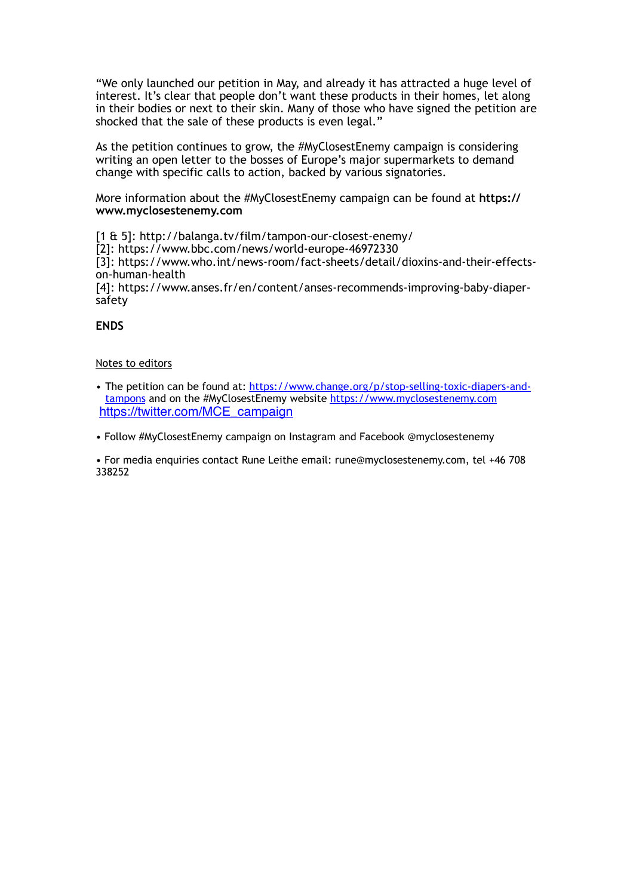"We only launched our petition in May, and already it has attracted a huge level of interest. It's clear that people don't want these products in their homes, let along in their bodies or next to their skin. Many of those who have signed the petition are shocked that the sale of these products is even legal."

As the petition continues to grow, the #MyClosestEnemy campaign is considering writing an open letter to the bosses of Europe's major supermarkets to demand change with specific calls to action, backed by various signatories.

More information about the #MyClosestEnemy campaign can be found at **https://www.myclosestenemy.com**

[1 & 5]: http://balanga.tv/film/tampon-our-closest-enemy/
[2]: https://www.bbc.com/news/world-europe-46972330
[3]: https://www.who.int/news-room/fact-sheets/detail/dioxins-and-their-effects-on-human-health
[4]: https://www.anses.fr/en/content/anses-recommends-improving-baby-diaper-safety

**ENDS**

Notes to editors

- The petition can be found at: https://www.change.org/p/stop-selling-toxic-diapers-and-tampons and on the #MyClosestEnemy website https://www.myclosestenemy.com https://twitter.com/MCE_campaign
- Follow #MyClosestEnemy campaign on Instagram and Facebook @myclosestenemy
- For media enquiries contact Rune Leithe email: rune@myclosestenemy.com, tel +46 708 338252